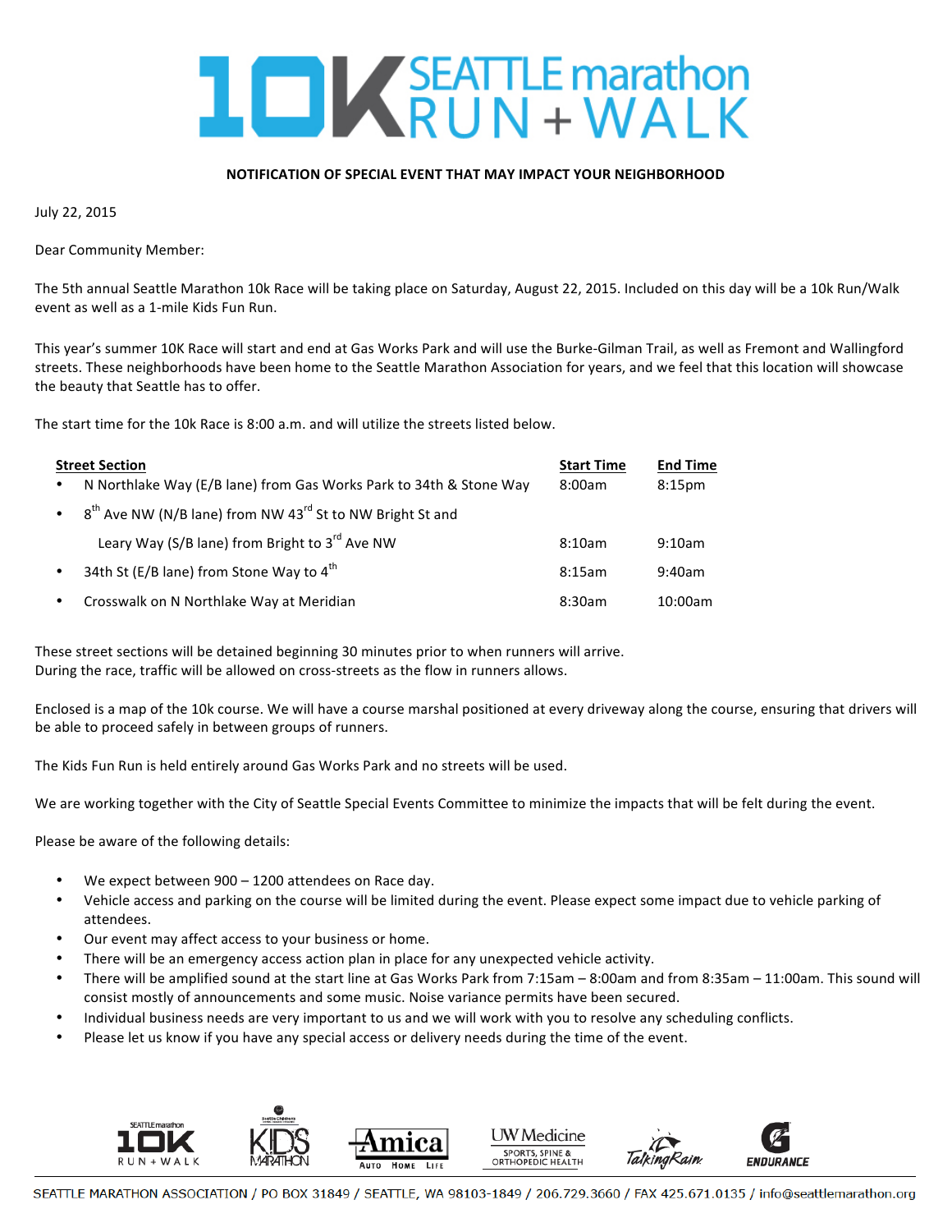# 10K SEATTLE marathon RUN + WALK

**NOTIFICATION OF SPECIAL EVENT THAT MAY IMPACT YOUR NEIGHBORHOOD**

July 22, 2015

Dear Community Member:

The 5th annual Seattle Marathon 10k Race will be taking place on Saturday, August 22, 2015. Included on this day will be a 10k Run/Walk event as well as a 1-mile Kids Fun Run.

This year's summer 10K Race will start and end at Gas Works Park and will use the Burke-Gilman Trail, as well as Fremont and Wallingford streets. These neighborhoods have been home to the Seattle Marathon Association for years, and we feel that this location will showcase the beauty that Seattle has to offer.

The start time for the 10k Race is 8:00 a.m. and will utilize the streets listed below.

| Street Section | Start Time | End Time |
|---|---|---|
| • N Northlake Way (E/B lane) from Gas Works Park to 34th & Stone Way | 8:00am | 8:15pm |
| • 8th Ave NW (N/B lane) from NW 43rd St to NW Bright St and Leary Way (S/B lane) from Bright to 3rd Ave NW | 8:10am | 9:10am |
| • 34th St (E/B lane) from Stone Way to 4th | 8:15am | 9:40am |
| • Crosswalk on N Northlake Way at Meridian | 8:30am | 10:00am |

These street sections will be detained beginning 30 minutes prior to when runners will arrive.
During the race, traffic will be allowed on cross-streets as the flow in runners allows.

Enclosed is a map of the 10k course. We will have a course marshal positioned at every driveway along the course, ensuring that drivers will be able to proceed safely in between groups of runners.

The Kids Fun Run is held entirely around Gas Works Park and no streets will be used.

We are working together with the City of Seattle Special Events Committee to minimize the impacts that will be felt during the event.

Please be aware of the following details:

- We expect between 900 – 1200 attendees on Race day.
- Vehicle access and parking on the course will be limited during the event. Please expect some impact due to vehicle parking of attendees.
- Our event may affect access to your business or home.
- There will be an emergency access action plan in place for any unexpected vehicle activity.
- There will be amplified sound at the start line at Gas Works Park from 7:15am – 8:00am and from 8:35am – 11:00am. This sound will consist mostly of announcements and some music. Noise variance permits have been secured.
- Individual business needs are very important to us and we will work with you to resolve any scheduling conflicts.
- Please let us know if you have any special access or delivery needs during the time of the event.

SEATTLE MARATHON ASSOCIATION / PO BOX 31849 / SEATTLE, WA 98103-1849 / 206.729.3660 / FAX 425.671.0135 / info@seattlemarathon.org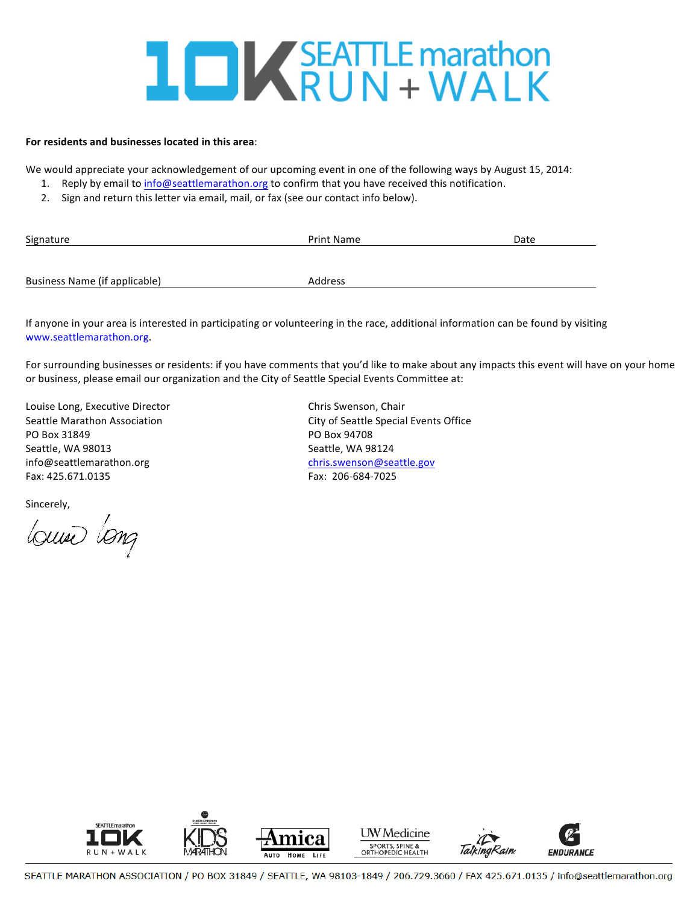# 10K SEATTLE marathon RUN + WALK

**For residents and businesses located in this area**:

We would appreciate your acknowledgement of our upcoming event in one of the following ways by August 15, 2014:

1. Reply by email to info@seattlemarathon.org to confirm that you have received this notification.
2. Sign and return this letter via email, mail, or fax (see our contact info below).

Signature \_\_\_\_\_\_\_\_\_\_\_\_\_\_\_\_\_\_\_\_ Print Name \_\_\_\_\_\_\_\_\_\_\_\_\_\_\_\_\_\_\_\_ Date \_\_\_\_\_\_\_\_\_\_

Business Name (if applicable) \_\_\_\_\_\_\_\_\_\_\_\_\_\_\_\_\_\_\_\_ Address \_\_\_\_\_\_\_\_\_\_\_\_\_\_\_\_\_\_\_\_

If anyone in your area is interested in participating or volunteering in the race, additional information can be found by visiting www.seattlemarathon.org.

For surrounding businesses or residents: if you have comments that you'd like to make about any impacts this event will have on your home or business, please email our organization and the City of Seattle Special Events Committee at:

Louise Long, Executive Director
Seattle Marathon Association
PO Box 31849
Seattle, WA 98013
info@seattlemarathon.org
Fax: 425.671.0135

Chris Swenson, Chair
City of Seattle Special Events Office
PO Box 94708
Seattle, WA 98124
chris.swenson@seattle.gov
Fax: 206-684-7025

Sincerely,

Louise Long

SEATTLE MARATHON ASSOCIATION / PO BOX 31849 / SEATTLE, WA 98103-1849 / 206.729.3660 / FAX 425.671.0135 / info@seattlemarathon.org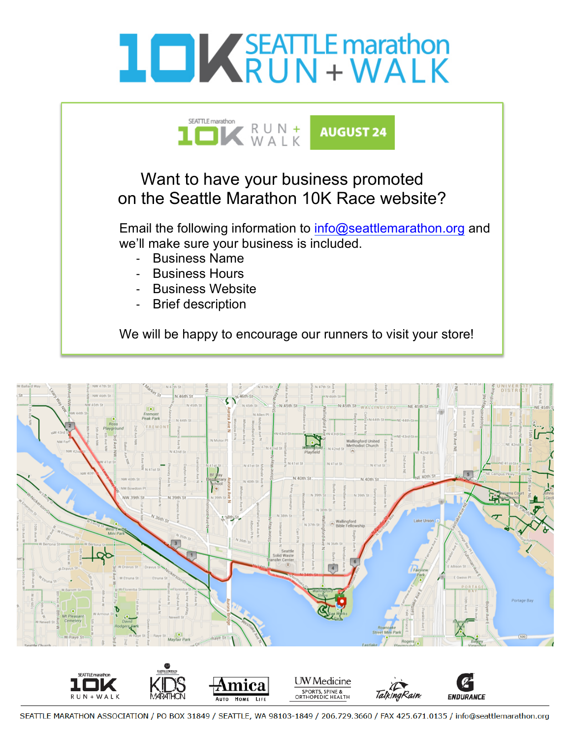# 10K SEATTLE marathon RUN + WALK

SEATTLE marathon 10K RUN + WALK **AUGUST 24**

## Want to have your business promoted on the Seattle Marathon 10K Race website?

Email the following information to info@seattlemarathon.org and we'll make sure your business is included.

- Business Name
- Business Hours
- Business Website
- Brief description

We will be happy to encourage our runners to visit your store!

SEATTLE MARATHON ASSOCIATION / PO BOX 31849 / SEATTLE, WA 98103-1849 / 206.729.3660 / FAX 425.671.0135 / info@seattlemarathon.org